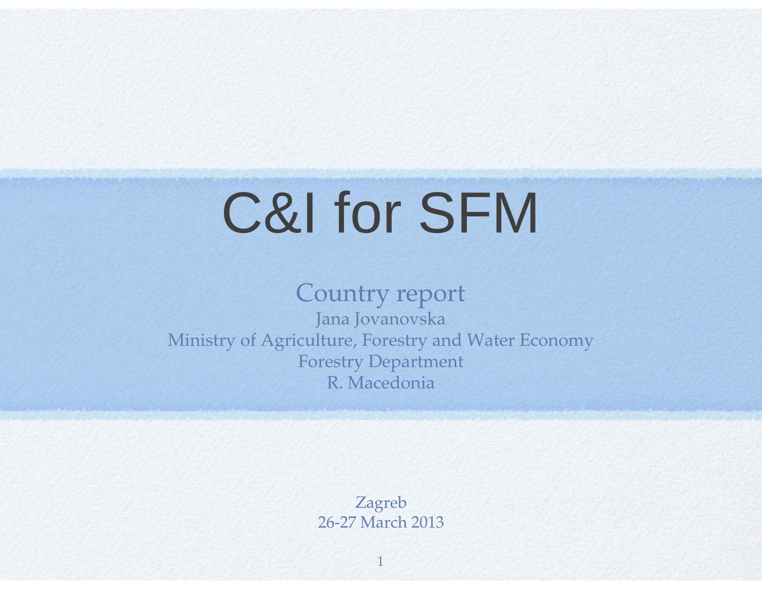# C&I for SFM

Country report

Jana Jovanovska

Ministry of Agriculture, Forestry and Water Economy

Forestry Department

R. Macedonia

Zagreb

26-27 March 2013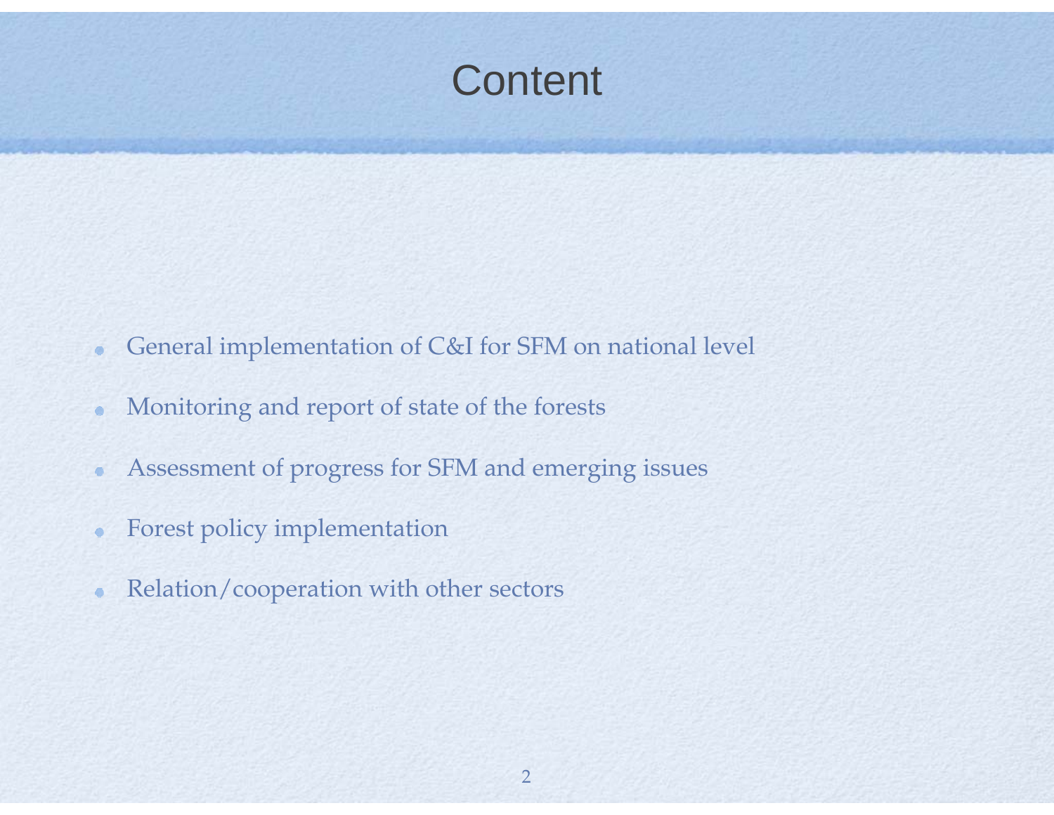# Content

- General implementation of C&I for SFM on national level
- Monitoring and report of state of the forests
- Assessment of progress for SFM and emerging issues
- Forest policy implementation
- Relation/cooperation with other sectors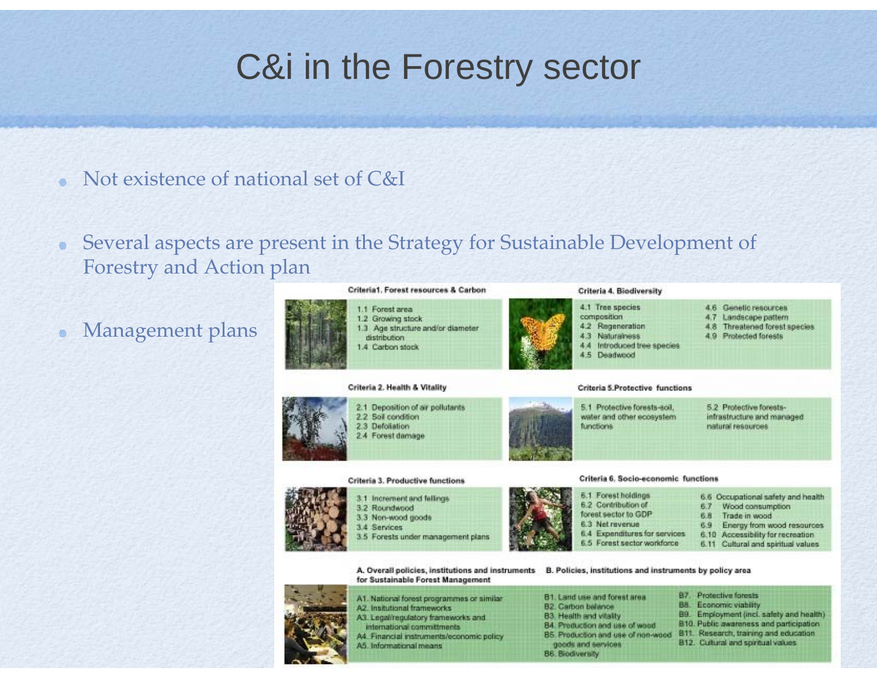# C&i in the Forestry sector

- Not existence of national set of C&I
- Several aspects are present in the Strategy for Sustainable Development of Forestry and Action plan
- Management plans

**Criteria1. Forest resources & Carbon**

1.1 Forest area
1.2 Growing stock
1.3 Age structure and/or diameter distribution
1.4 Carbon stock

**Criteria 4. Biodiversity**

4.1 Tree species composition
4.2 Regeneration
4.3 Naturalness
4.4 Introduced tree species
4.5 Deadwood
4.6 Genetic resources
4.7 Landscape pattern
4.8 Threatened forest species
4.9 Protected forests

**Criteria 2. Health & Vitality**

2.1 Deposition of air pollutants
2.2 Soil condition
2.3 Defoliation
2.4 Forest damage

**Criteria 5.Protective functions**

5.1 Protective forests-soil, water and other ecosystem functions
5.2 Protective forests-infrastructure and managed natural resources

**Criteria 3. Productive functions**

3.1 Increment and fellings
3.2 Roundwood
3.3 Non-wood goods
3.4 Services
3.5 Forests under management plans

**Criteria 6. Socio-economic functions**

6.1 Forest holdings
6.2 Contribution of forest sector to GDP
6.3 Net revenue
6.4 Expenditures for services
6.5 Forest sector workforce
6.6 Occupational safety and health
6.7 Wood consumption
6.8 Trade in wood
6.9 Energy from wood resources
6.10 Accessibility for recreation
6.11 Cultural and spiritual values

**A. Overall policies, institutions and instruments for Sustainable Forest Management**

A1. National forest programmes or similar
A2. Insitutional frameworks
A3. Legal/regulatory frameworks and international committments
A4. Financial instruments/economic policy
A5. Informational means

**B. Policies, institutions and instruments by policy area**

B1. Land use and forest area
B2. Carbon balance
B3. Health and vitality
B4. Production and use of wood
B5. Production and use of non-wood goods and services
B6. Biodiversity
B7. Protective forests
B8. Economic viability
B9. Employment (incl. safety and health)
B10. Public awareness and participation
B11. Research, training and education
B12. Cultural and spiritual values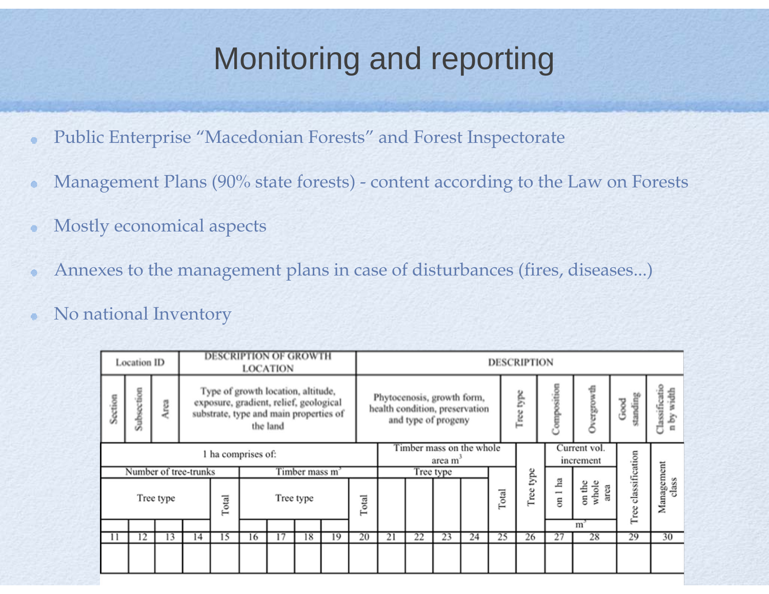# Monitoring and reporting

- Public Enterprise “Macedonian Forests” and Forest Inspectorate
- Management Plans (90% state forests) - content according to the Law on Forests
- Mostly economical aspects
- Annexes to the management plans in case of disturbances (fires, diseases...)
- No national Inventory

| Location ID | | | DESCRIPTION OF GROWTH LOCATION | DESCRIPTION | | | | | | |
|---|---|---|---|---|---|---|---|---|---|---|
| Section | Subsection | Area | Type of growth location, altitude, exposure, gradient, relief, geological substrate, type and main properties of the land | Phytocenosis, growth form, health condition, preservation and type of progeny | Tree type | Composition | Overgrowth | Good standing | Classification by width | |

| 1 ha comprises of: | | | | | | | | | | Timber mass on the whole area $m^3$ | | | | | Tree type | Current vol. increment | | Tree classification | Management class |
|---|---|---|---|---|---|---|---|---|---|---|---|---|---|---|---|---|---|---|---|
| Number of tree-trunks | | | | | Timber mass $m^3$ | | | | | Tree type | | | | Total | | on 1 ha | on the whole area | | |
| Tree type | | | | Total | Tree type | | | | Total | | | | | | | $m^3$ | | | |
| 11 | 12 | 13 | 14 | 15 | 16 | 17 | 18 | 19 | 20 | 21 | 22 | 23 | 24 | 25 | 26 | 27 | 28 | 29 | 30 |
| | | | | | | | | | | | | | | | | | | | |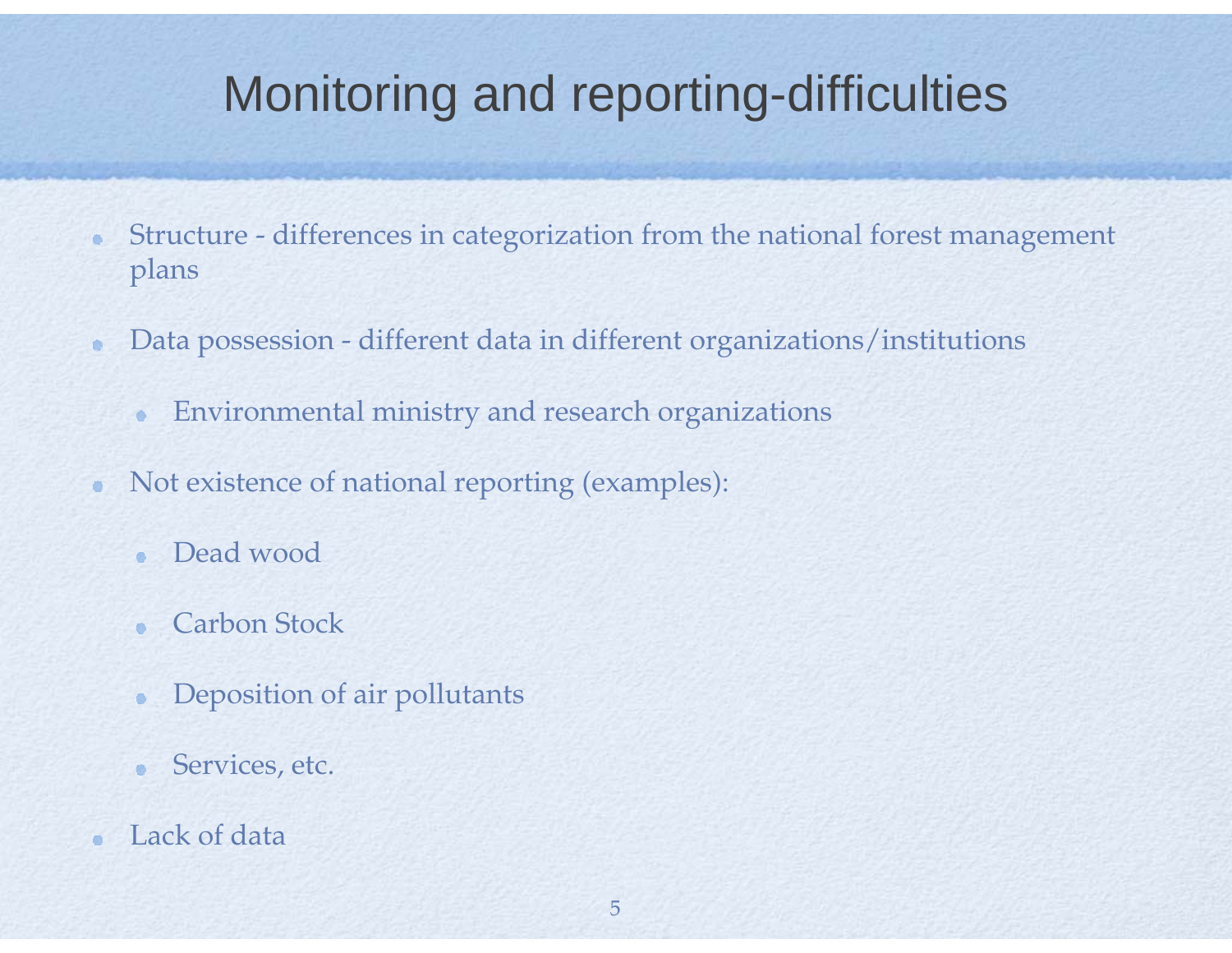# Monitoring and reporting-difficulties

- Structure - differences in categorization from the national forest management plans
- Data possession - different data in different organizations/institutions
  - Environmental ministry and research organizations
- Not existence of national reporting (examples):
  - Dead wood
  - Carbon Stock
  - Deposition of air pollutants
  - Services, etc.
- Lack of data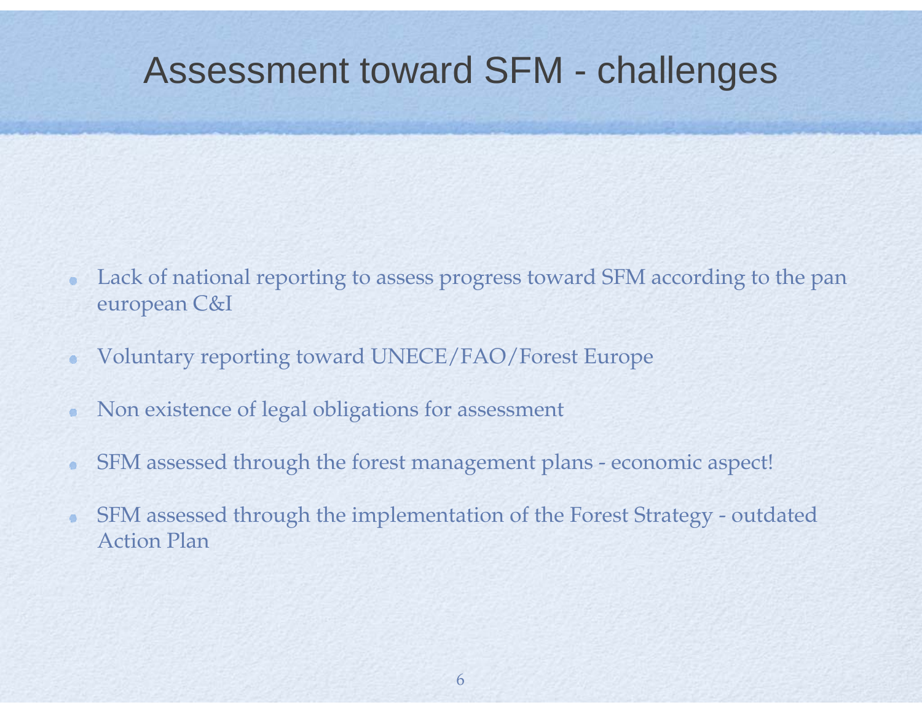# Assessment toward SFM - challenges

- Lack of national reporting to assess progress toward SFM according to the pan european C&I
- Voluntary reporting toward UNECE/FAO/Forest Europe
- Non existence of legal obligations for assessment
- SFM assessed through the forest management plans - economic aspect!
- SFM assessed through the implementation of the Forest Strategy - outdated Action Plan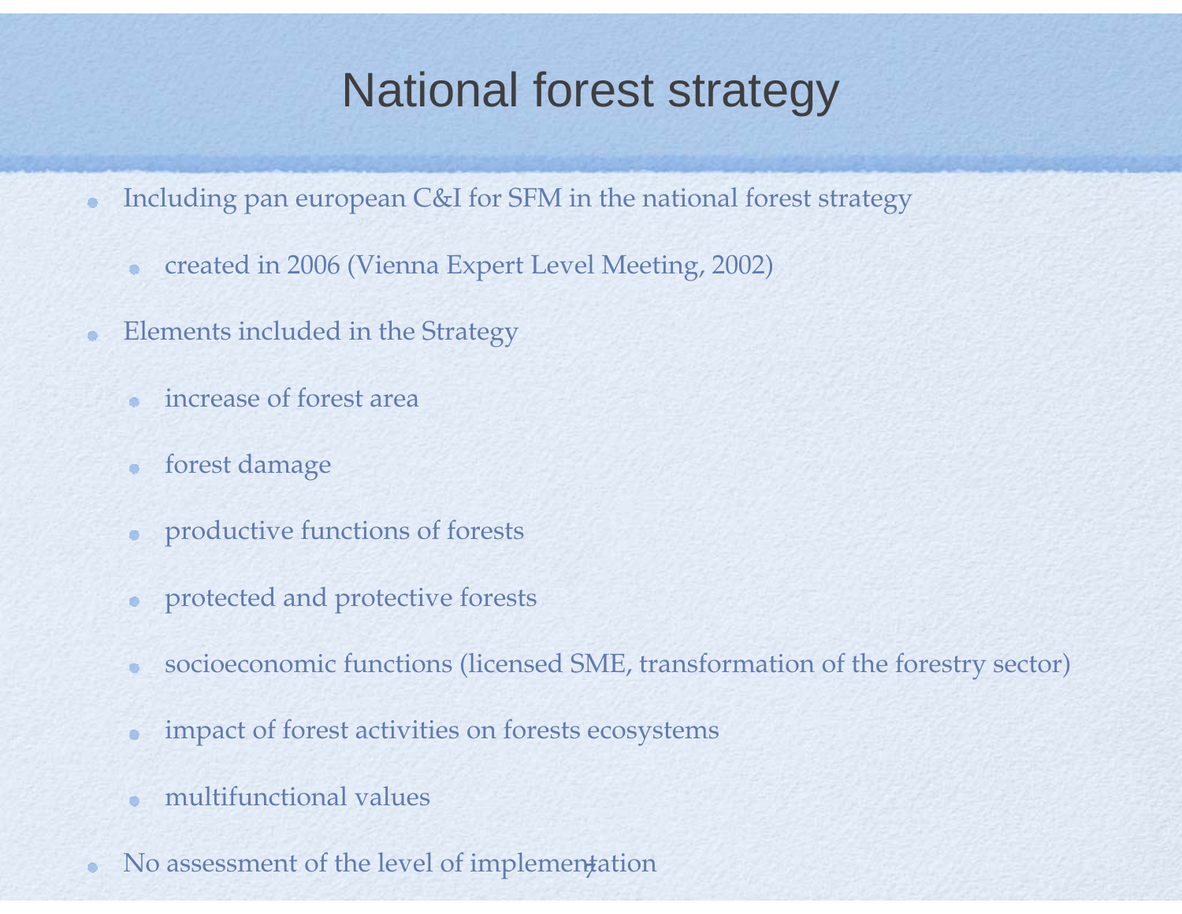# National forest strategy

- Including pan european C&I for SFM in the national forest strategy
  - created in 2006 (Vienna Expert Level Meeting, 2002)
- Elements included in the Strategy
  - increase of forest area
  - forest damage
  - productive functions of forests
  - protected and protective forests
  - socioeconomic functions (licensed SME, transformation of the forestry sector)
  - impact of forest activities on forests ecosystems
  - multifunctional values
- No assessment of the level of implementation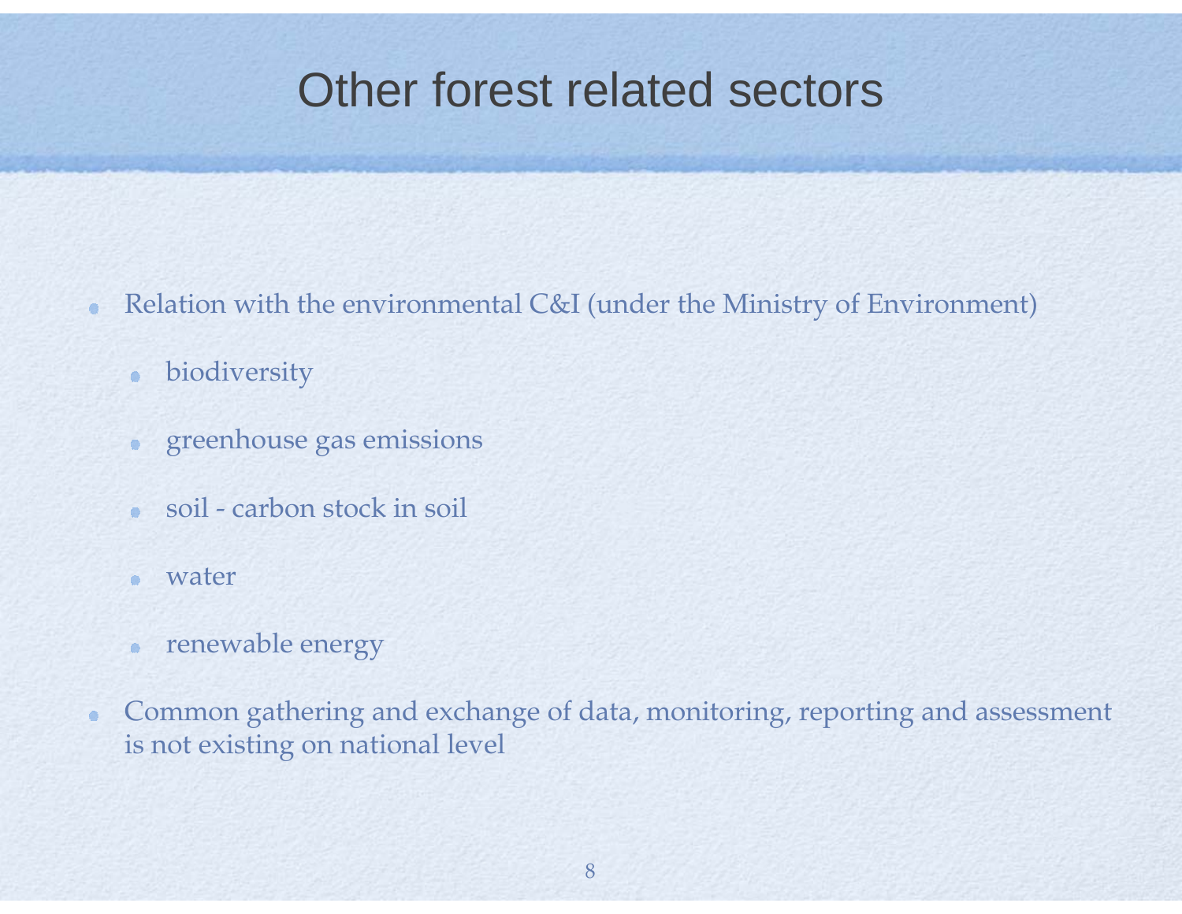# Other forest related sectors

- Relation with the environmental C&I (under the Ministry of Environment)
  - biodiversity
  - greenhouse gas emissions
  - soil - carbon stock in soil
  - water
  - renewable energy
- Common gathering and exchange of data, monitoring, reporting and assessment is not existing on national level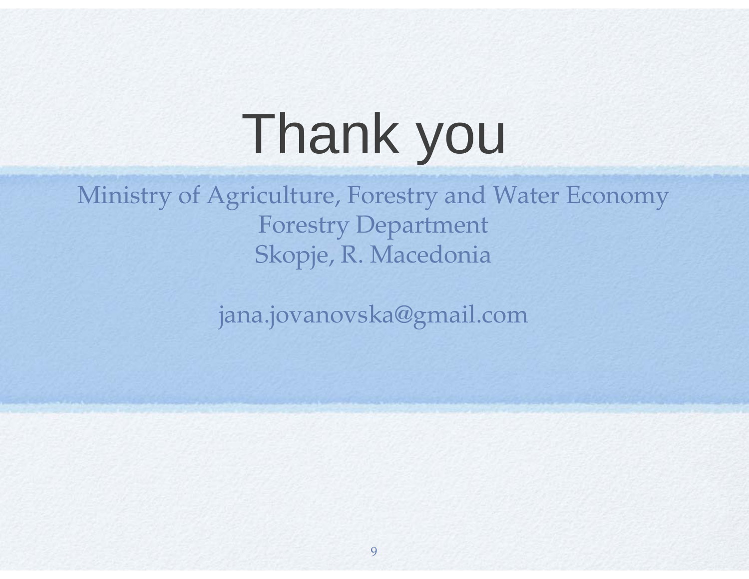# Thank you

Ministry of Agriculture, Forestry and Water Economy
Forestry Department
Skopje, R. Macedonia

jana.jovanovska@gmail.com